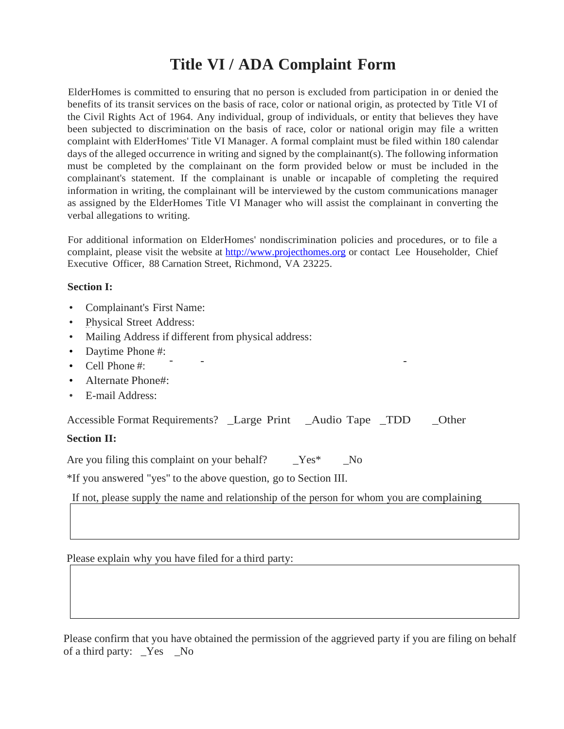# Title VI / ADA Complaint Form

ElderHomes is committed to ensuring that no person is excluded from participation in or denied the benefits of its transit services on the basis of race, color or national origin, as protected by Title VI of the Civil Rights Act of 1964. Any individual, group of individuals, or entity that believes they have been subjected to discrimination on the basis of race, color or national origin may file a written complaint with ElderHomes' Title VI Manager. A formal complaint must be filed within 180 calendar days of the alleged occurrence in writing and signed by the complainant(s). The following information must be completed by the complainant on the form provided below or must be included in the complainant's statement. If the complainant is unable or incapable of completing the required information in writing, the complainant will be interviewed by the custom communications manager as assigned by the ElderHomes Title VI Manager who will assist the complainant in converting the verbal allegations to writing.

For additional information on ElderHomes' nondiscrimination policies and procedures, or to file a complaint, please visit the website at [http://www.projecthomes.org](http://www.projecthomes.org) or contact Lee Householder, Chief Executive Officer, 88 Carnation Street, Richmond, VA 23225.

**Section I:**

- Complainant's First Name:
- Physical Street Address:
- Mailing Address if different from physical address:
- Daytime Phone #:
- Cell Phone #:
- Alternate Phone#:
- E-mail Address:

Accessible Format Requirements? _Large Print _Audio Tape _TDD _Other

**Section II:**

Are you filing this complaint on your behalf? _Yes* _No

*If you answered "yes" to the above question, go to Section III.

If not, please supply the name and relationship of the person for whom you are complaining

| |
|---|
| |

Please explain why you have filed for a third party:

| |
|---|
| |

Please confirm that you have obtained the permission of the aggrieved party if you are filing on behalf of a third party: _Yes _No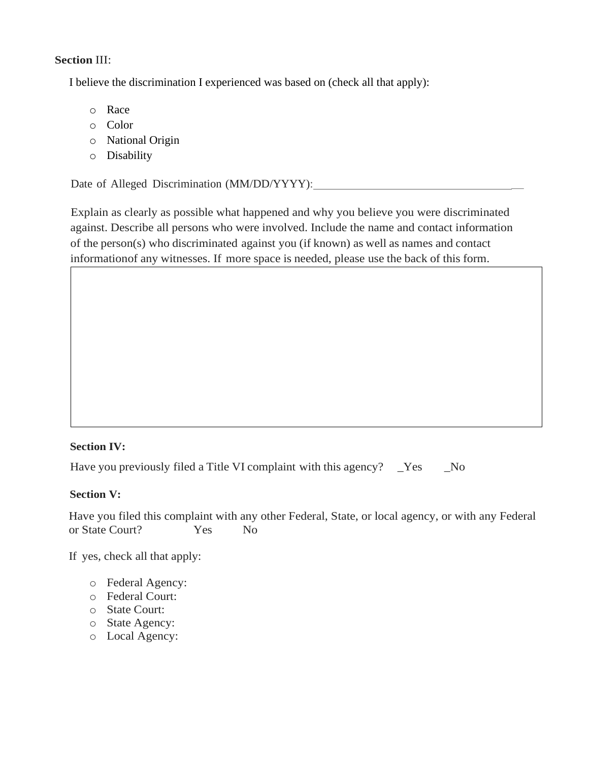**Section** III:

I believe the discrimination I experienced was based on (check all that apply):

- Race
- Color
- National Origin
- Disability

Date of Alleged Discrimination (MM/DD/YYYY):______________________________________

Explain as clearly as possible what happened and why you believe you were discriminated against. Describe all persons who were involved. Include the name and contact information of the person(s) who discriminated against you (if known) as well as names and contact informationof any witnesses. If more space is needed, please use the back of this form.

**Section IV:**

Have you previously filed a Title VI complaint with this agency? _Yes _No

**Section V:**

Have you filed this complaint with any other Federal, State, or local agency, or with any Federal or State Court? Yes No

If yes, check all that apply:

- Federal Agency:
- Federal Court:
- State Court:
- State Agency:
- Local Agency: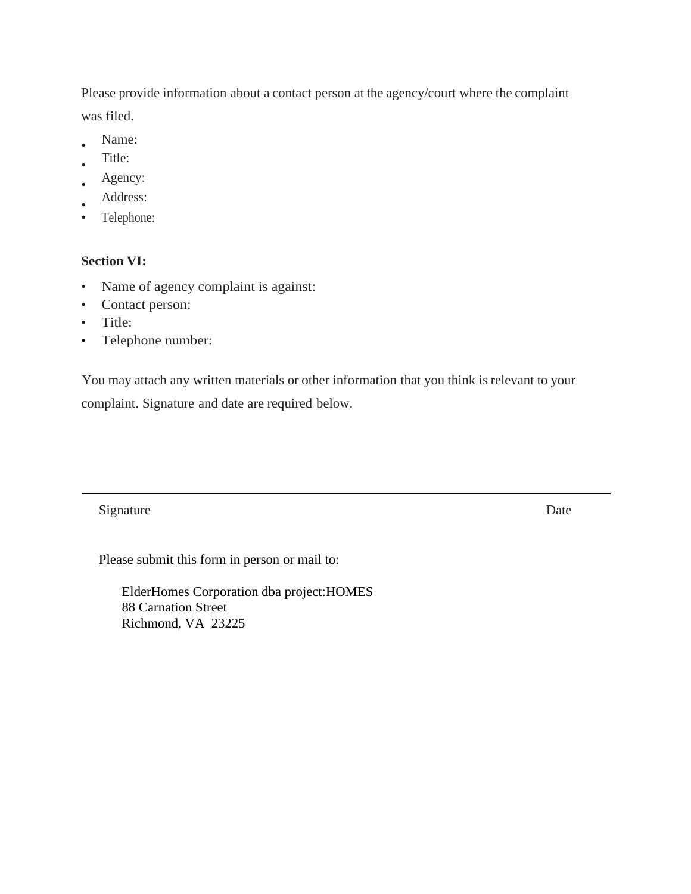Please provide information about a contact person at the agency/court where the complaint was filed.

- Name:
- Title:
- Agency:
- Address:
- Telephone:

**Section VI:**

- Name of agency complaint is against:
- Contact person:
- Title:
- Telephone number:

You may attach any written materials or other information that you think is relevant to your complaint. Signature and date are required below.

Signature　　　　　　　　　　　　　　　　　　　　　　　　　　　Date

Please submit this form in person or mail to:

ElderHomes Corporation dba project:HOMES
88 Carnation Street
Richmond, VA 23225